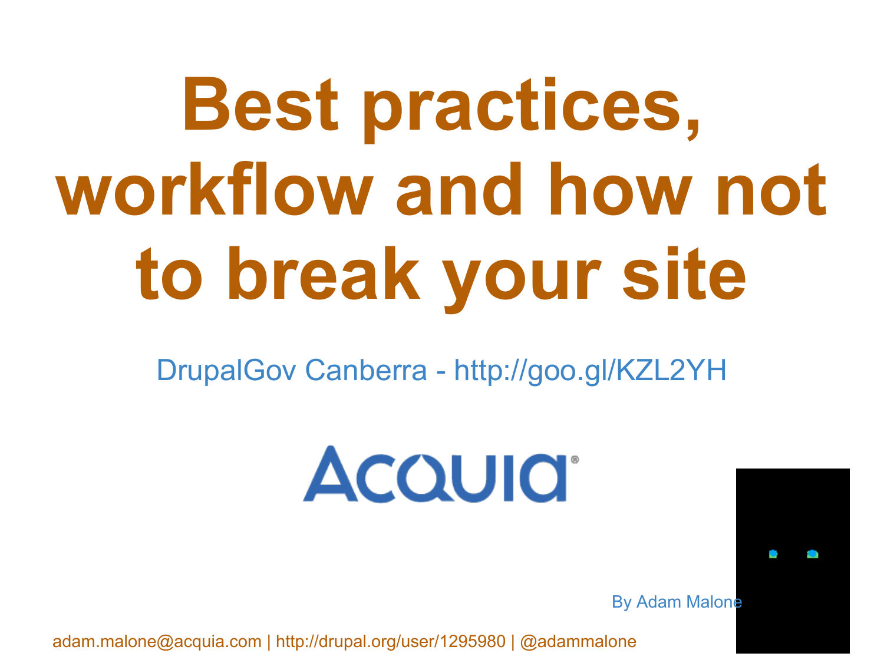# Best practices, workflow and how not to break your site

DrupalGov Canberra - http://goo.gl/KZL2YH

Acquia

By Adam Malone

adam.malone@acquia.com | http://drupal.org/user/1295980 | @adammalone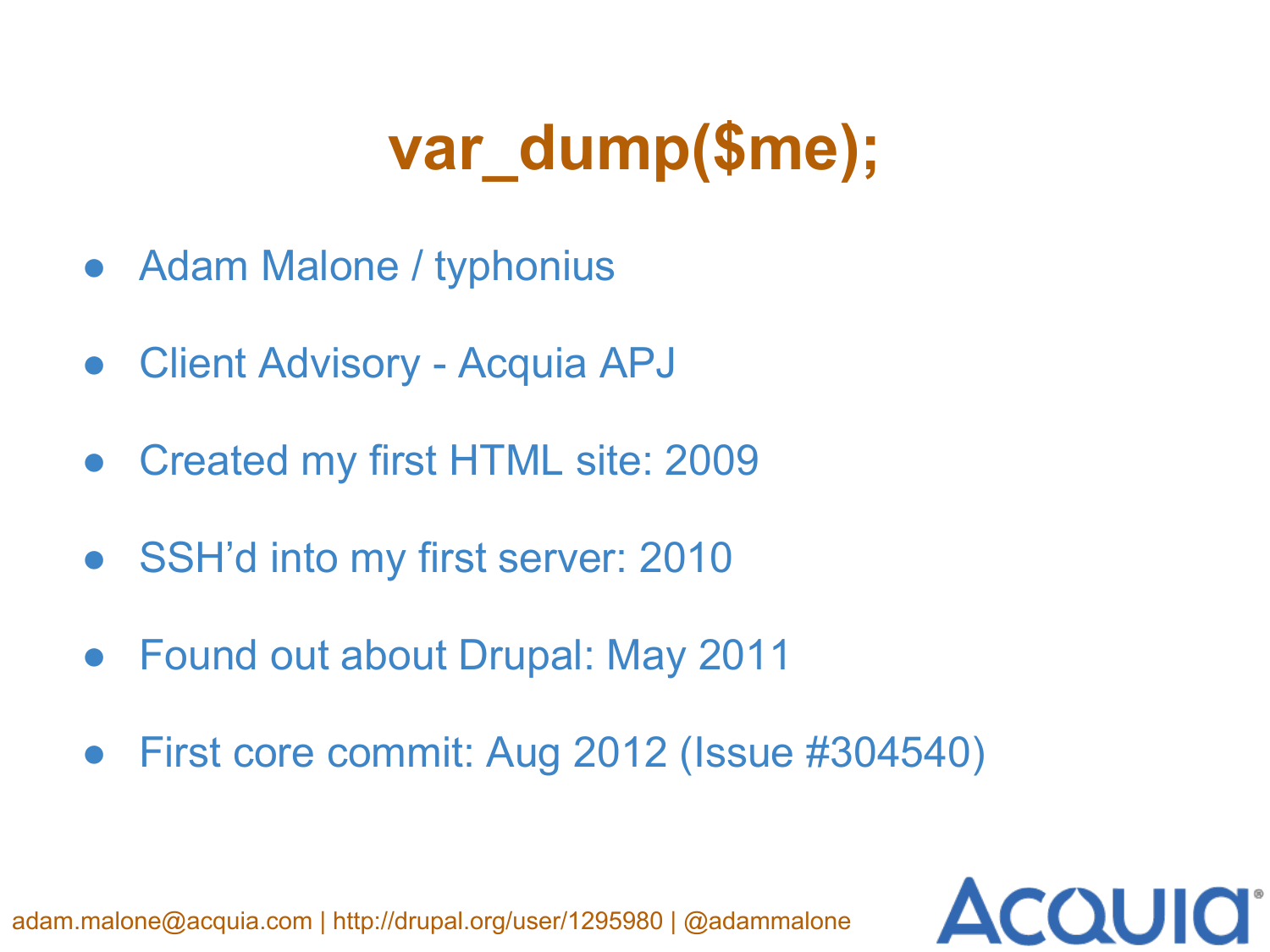# var_dump($me);

- Adam Malone / typhonius
- Client Advisory - Acquia APJ
- Created my first HTML site: 2009
- SSH'd into my first server: 2010
- Found out about Drupal: May 2011
- First core commit: Aug 2012 (Issue #304540)

adam.malone@acquia.com | http://drupal.org/user/1295980 | @adammalone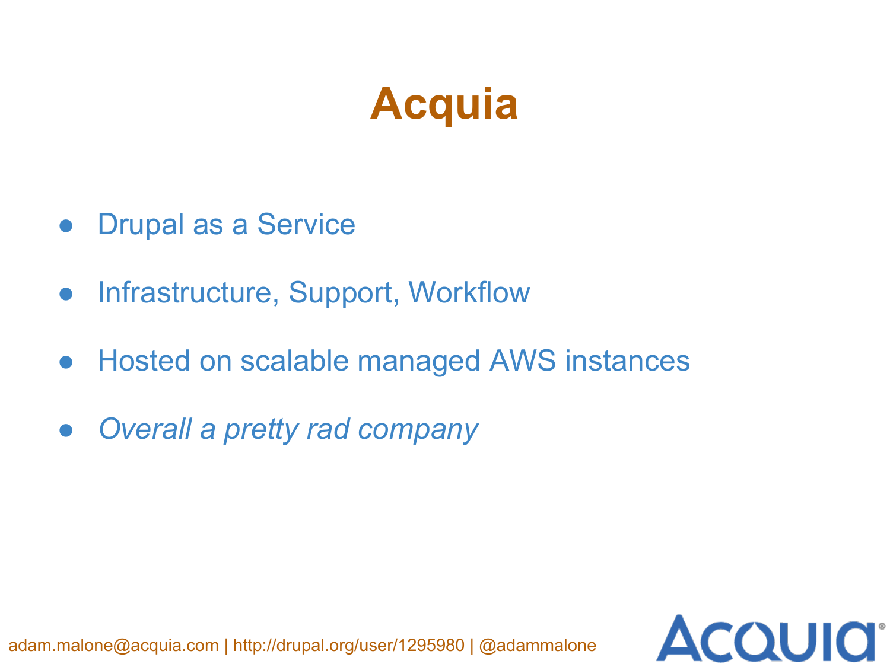# Acquia

- Drupal as a Service
- Infrastructure, Support, Workflow
- Hosted on scalable managed AWS instances
- *Overall a pretty rad company*

adam.malone@acquia.com | http://drupal.org/user/1295980 | @adammalone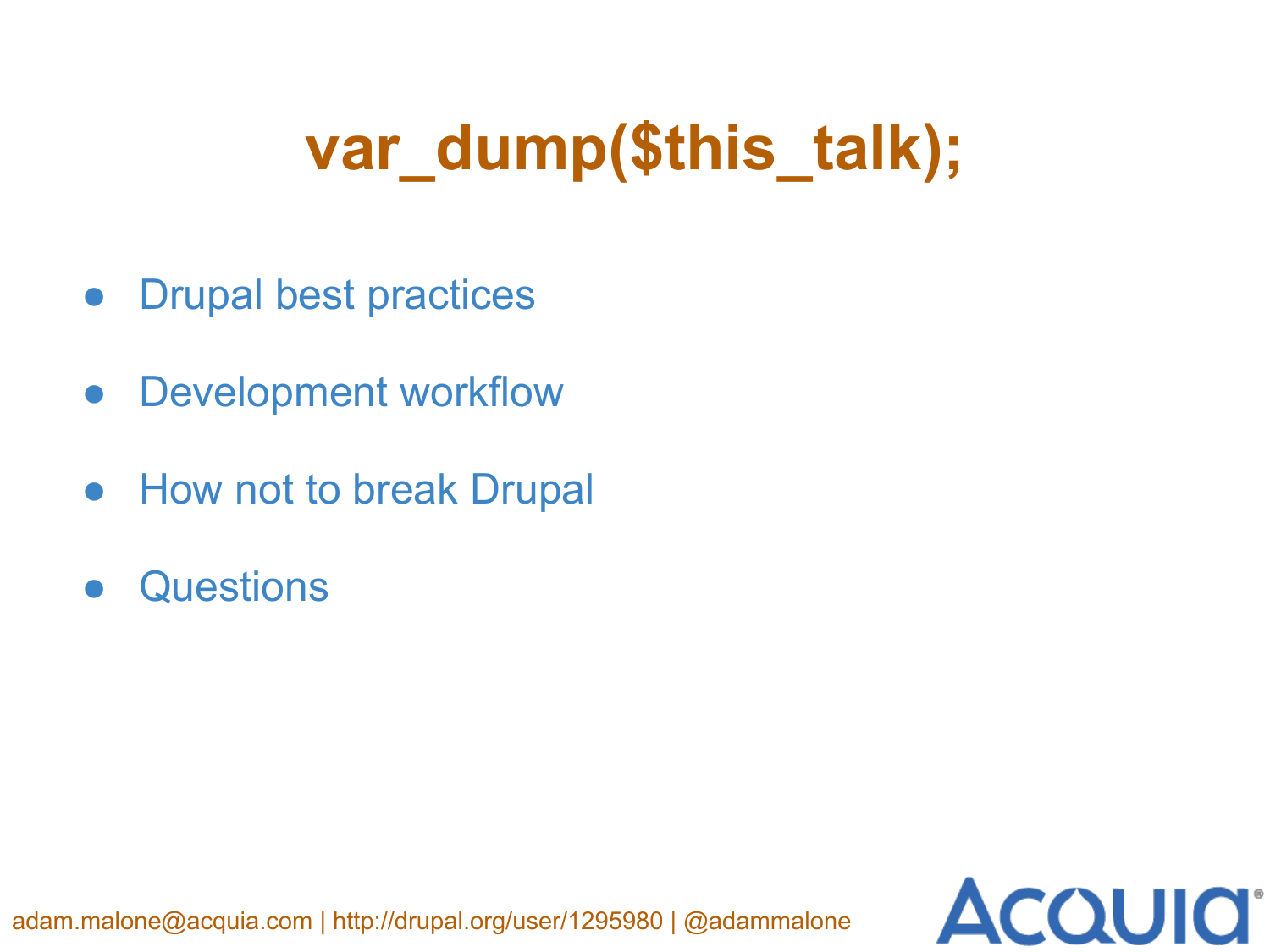# var_dump($this_talk);

- Drupal best practices
- Development workflow
- How not to break Drupal
- Questions

adam.malone@acquia.com | http://drupal.org/user/1295980 | @adammalone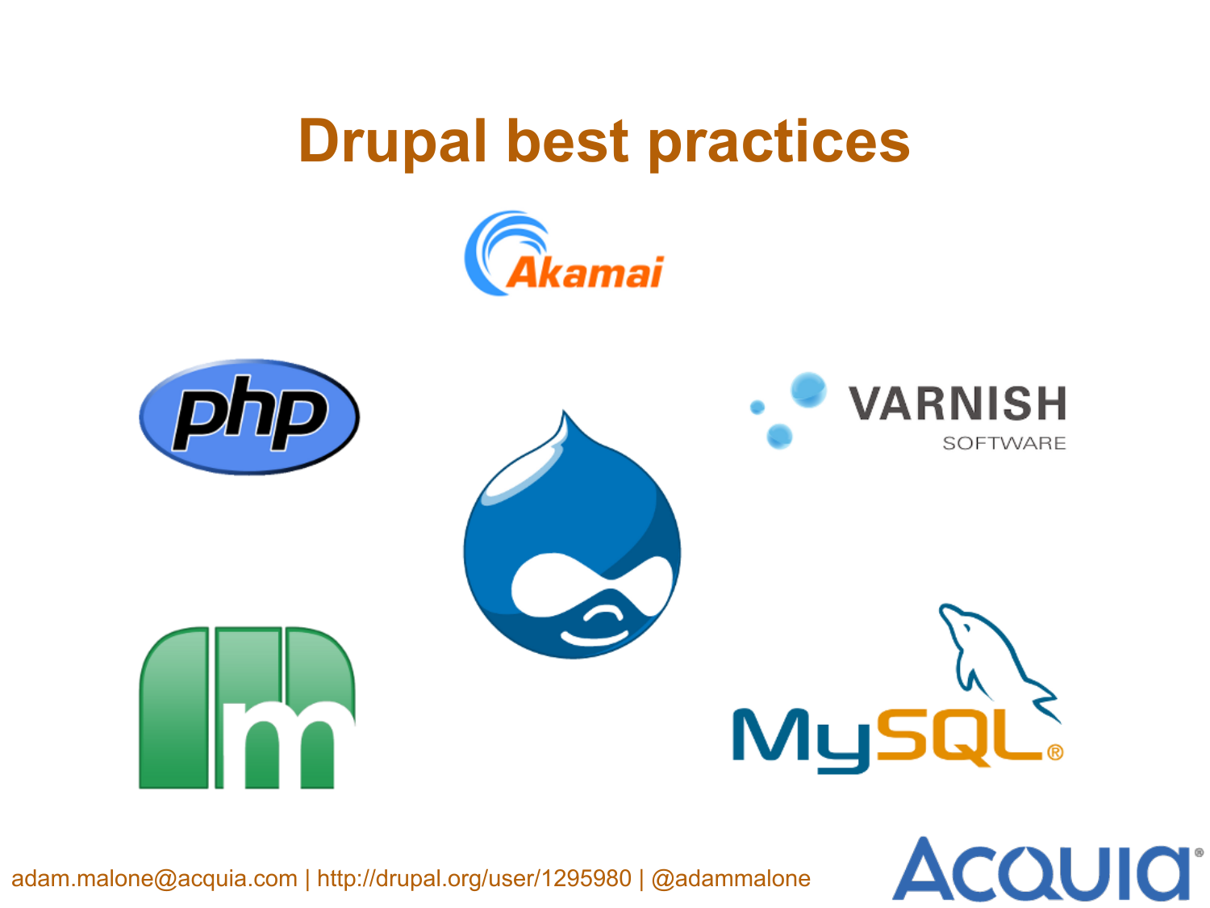# Drupal best practices

adam.malone@acquia.com | http://drupal.org/user/1295980 | @adammalone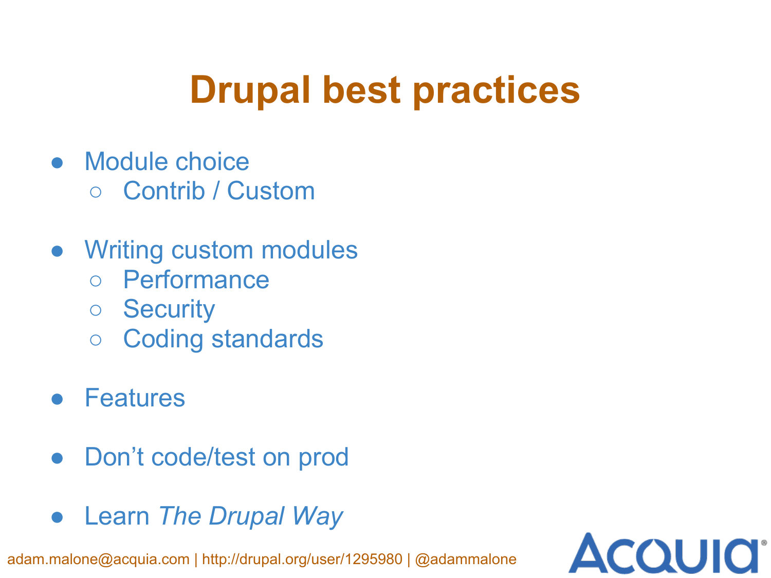# Drupal best practices

- Module choice
  - Contrib / Custom
- Writing custom modules
  - Performance
  - Security
  - Coding standards
- Features
- Don't code/test on prod
- Learn *The Drupal Way*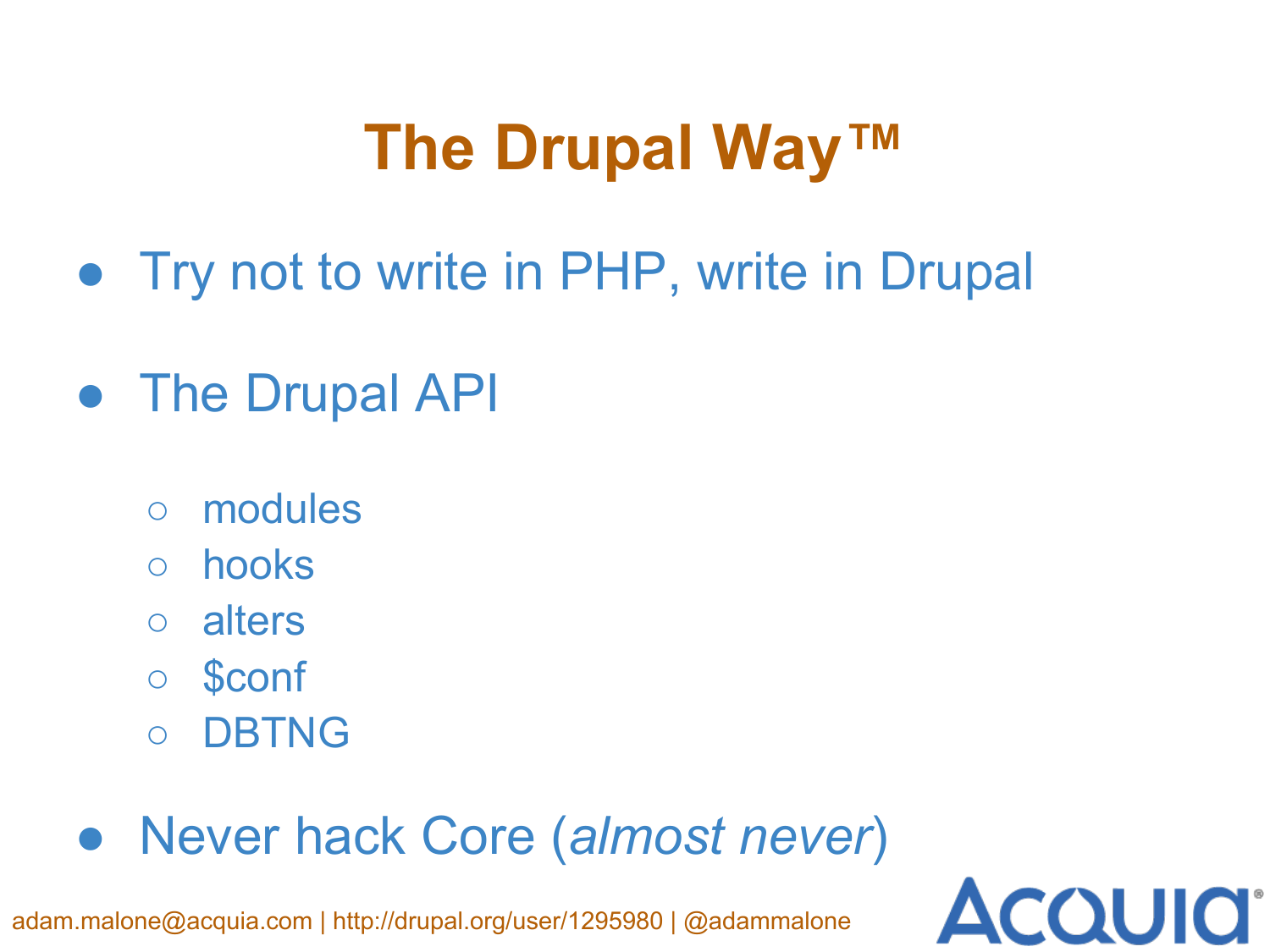# The Drupal Way™

- Try not to write in PHP, write in Drupal
- The Drupal API
  - modules
  - hooks
  - alters
  - $conf
  - DBTNG
- Never hack Core (*almost never*)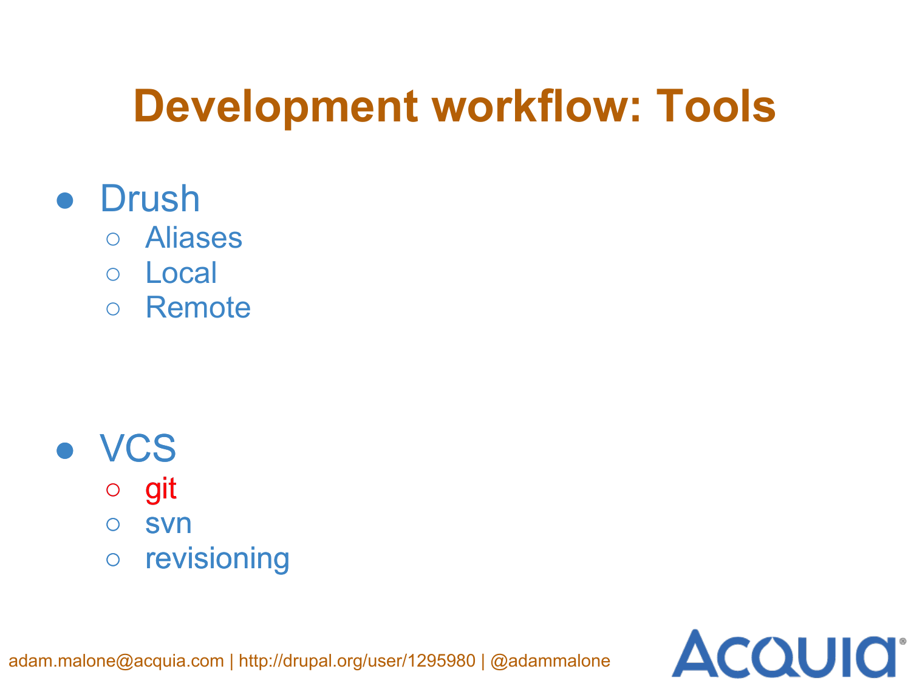# Development workflow: Tools

- Drush
  - Aliases
  - Local
  - Remote

- VCS
  - git
  - svn
  - revisioning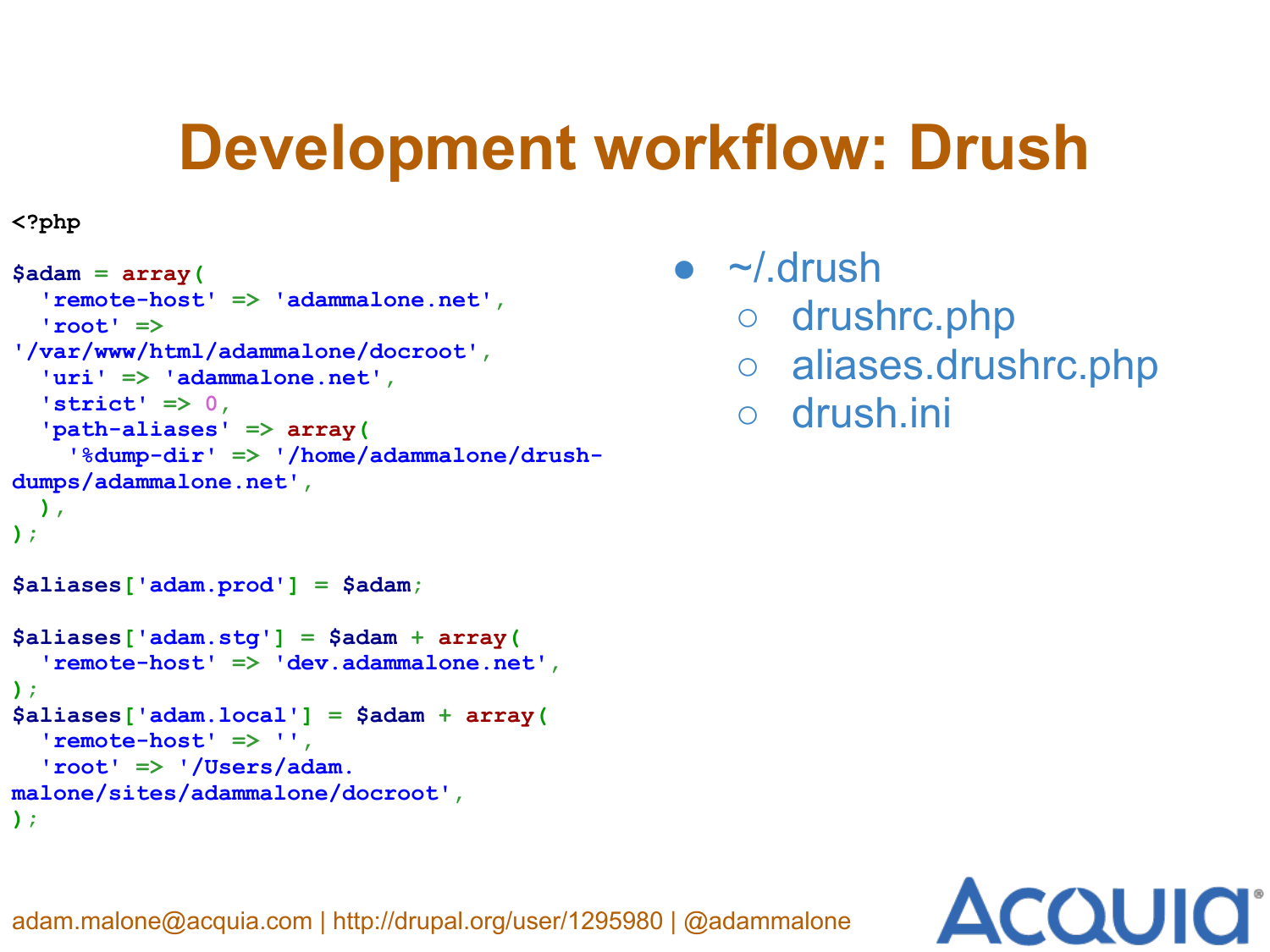# Development workflow: Drush

```php
<?php

$adam = array(
  'remote-host' => 'adammalone.net',
  'root' => '/var/www/html/adammalone/docroot',
  'uri' => 'adammalone.net',
  'strict' => 0,
  'path-aliases' => array(
    '%dump-dir' => '/home/adammalone/drush-dumps/adammalone.net',
  ),
);

$aliases['adam.prod'] = $adam;

$aliases['adam.stg'] = $adam + array(
  'remote-host' => 'dev.adammalone.net',
);
$aliases['adam.local'] = $adam + array(
  'remote-host' => '',
  'root' => '/Users/adam.malone/sites/adammalone/docroot',
);
```

- ~/.drush
  - drushrc.php
  - aliases.drushrc.php
  - drush.ini

adam.malone@acquia.com | http://drupal.org/user/1295980 | @adammalone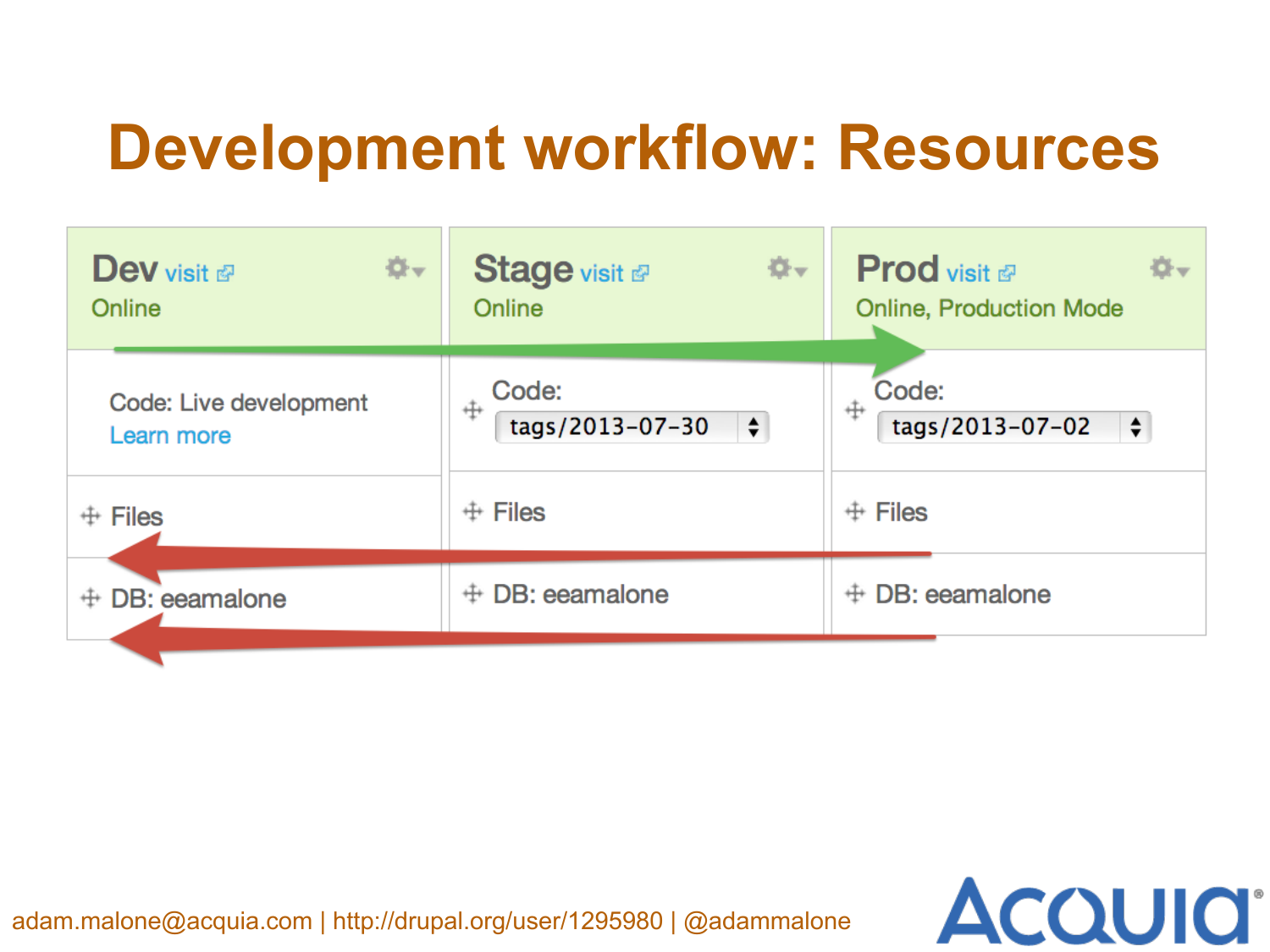# Development workflow: Resources

| Dev visit | Stage visit | Prod visit |
| --- | --- | --- |
| Online | Online | Online, Production Mode |
| Code: Live development<br>Learn more | Code: tags/2013-07-30 | Code: tags/2013-07-02 |
| Files | Files | Files |
| DB: eeamalone | DB: eeamalone | DB: eeamalone |

adam.malone@acquia.com | http://drupal.org/user/1295980 | @adammalone

Acquia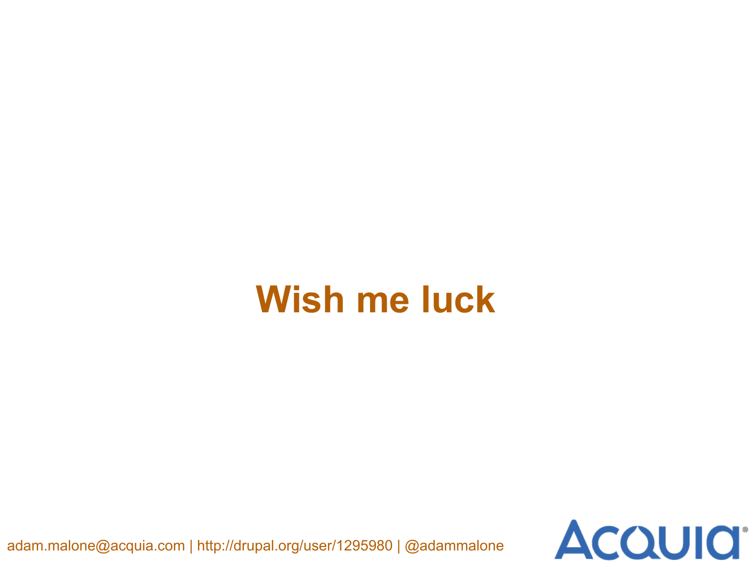# Wish me luck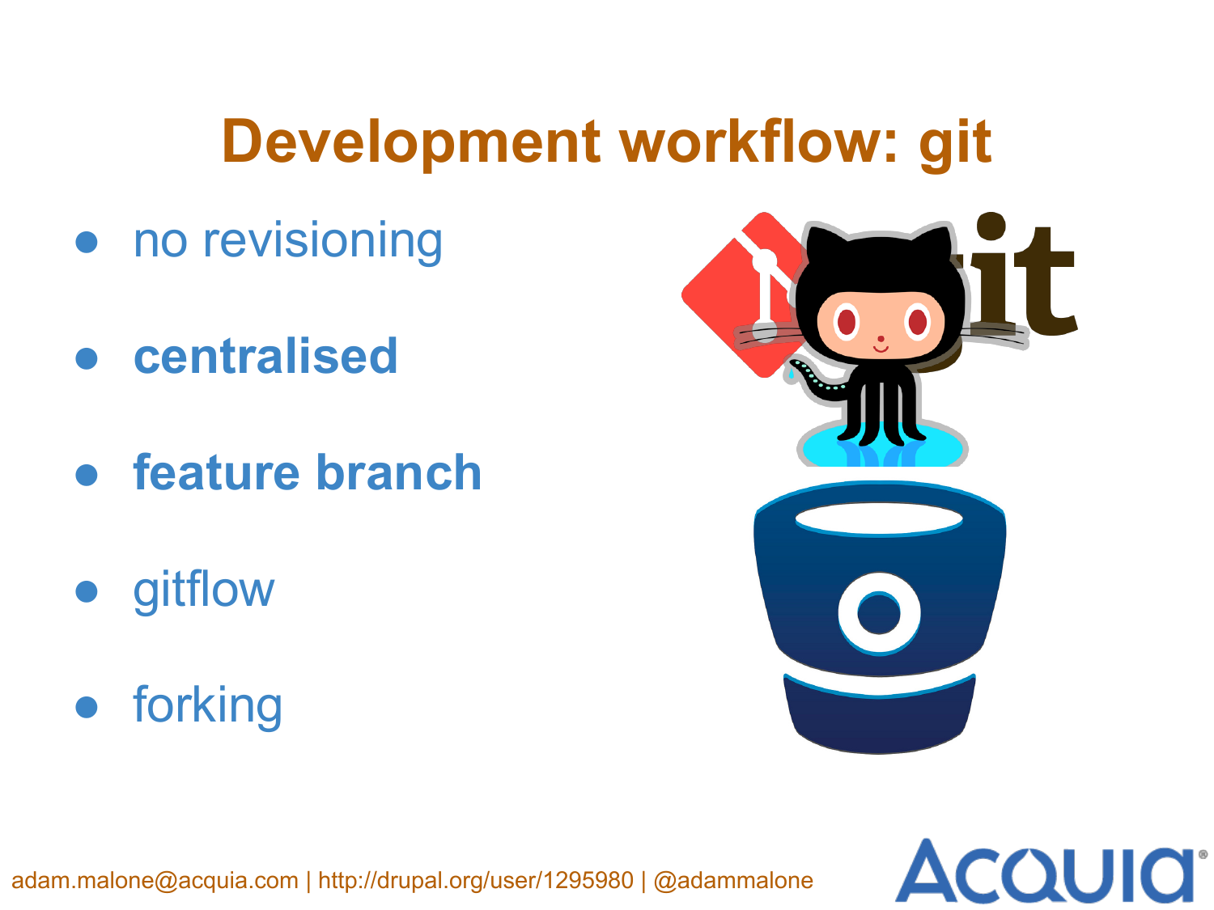# Development workflow: git

- no revisioning
- **centralised**
- **feature branch**
- gitflow
- forking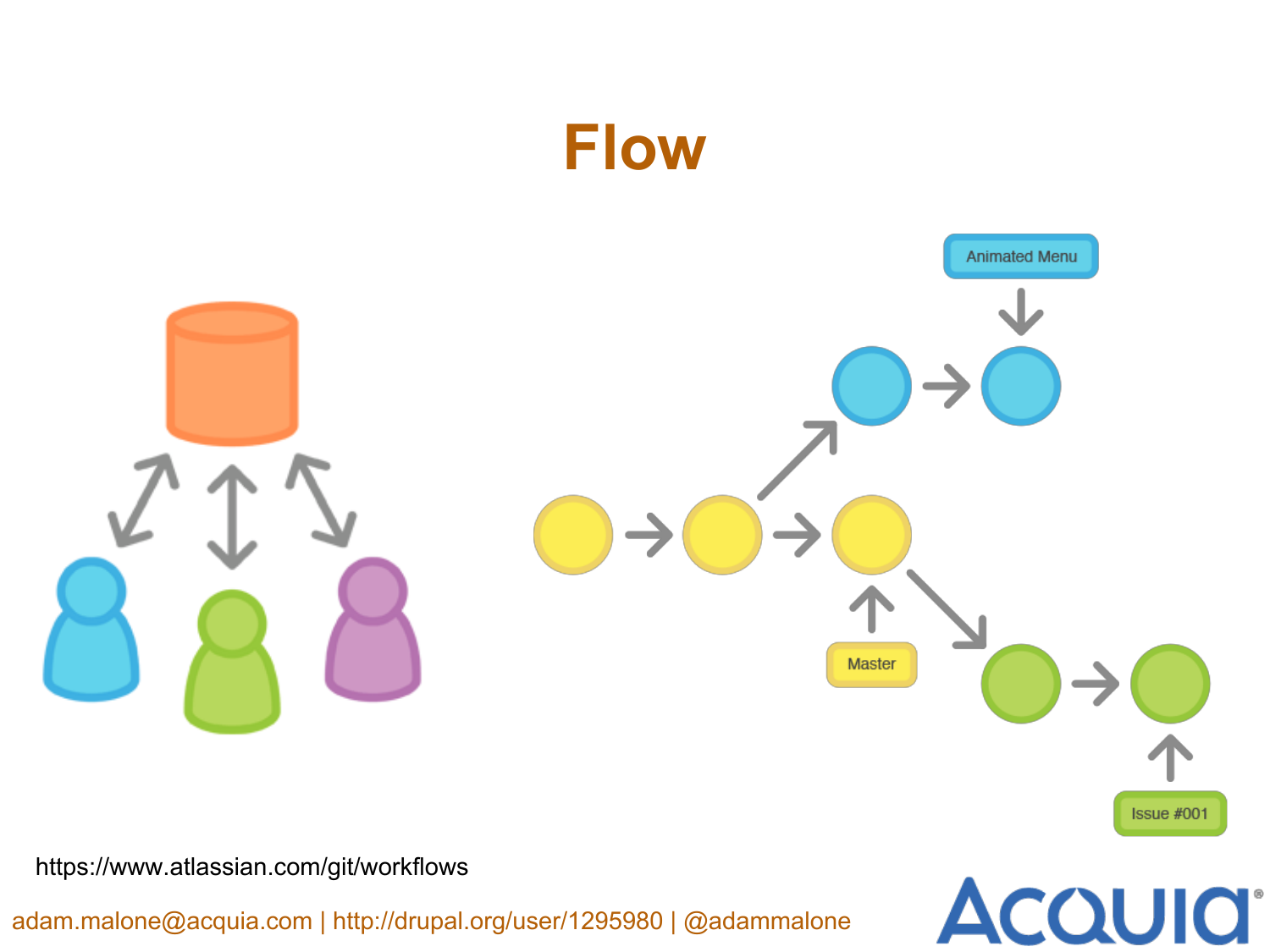# Flow

Animated Menu

Master

Issue #001

https://www.atlassian.com/git/workflows

adam.malone@acquia.com | http://drupal.org/user/1295980 | @adammalone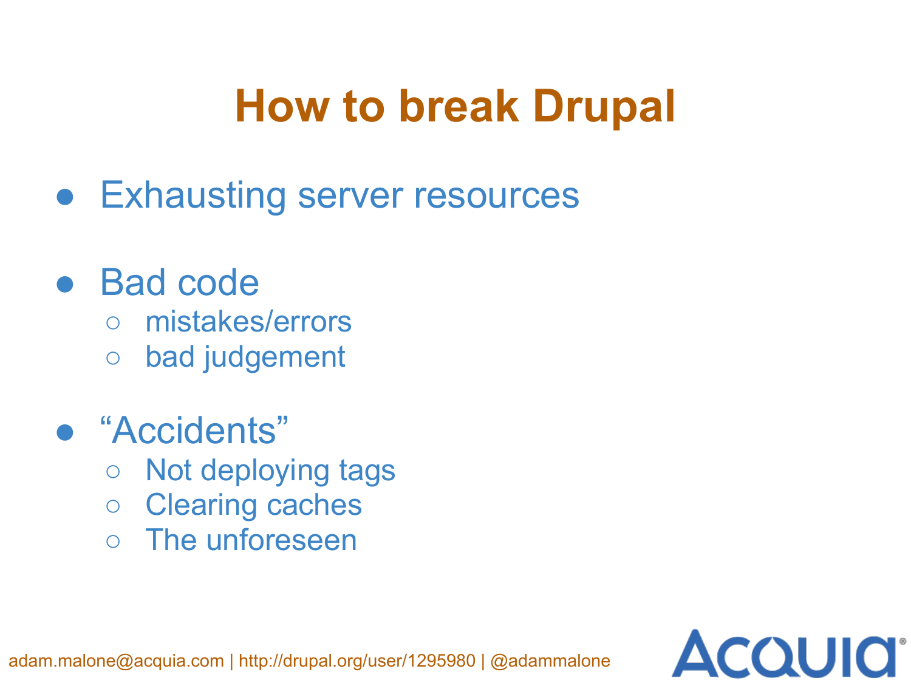# How to break Drupal

- Exhausting server resources
- Bad code
  - mistakes/errors
  - bad judgement
- "Accidents"
  - Not deploying tags
  - Clearing caches
  - The unforeseen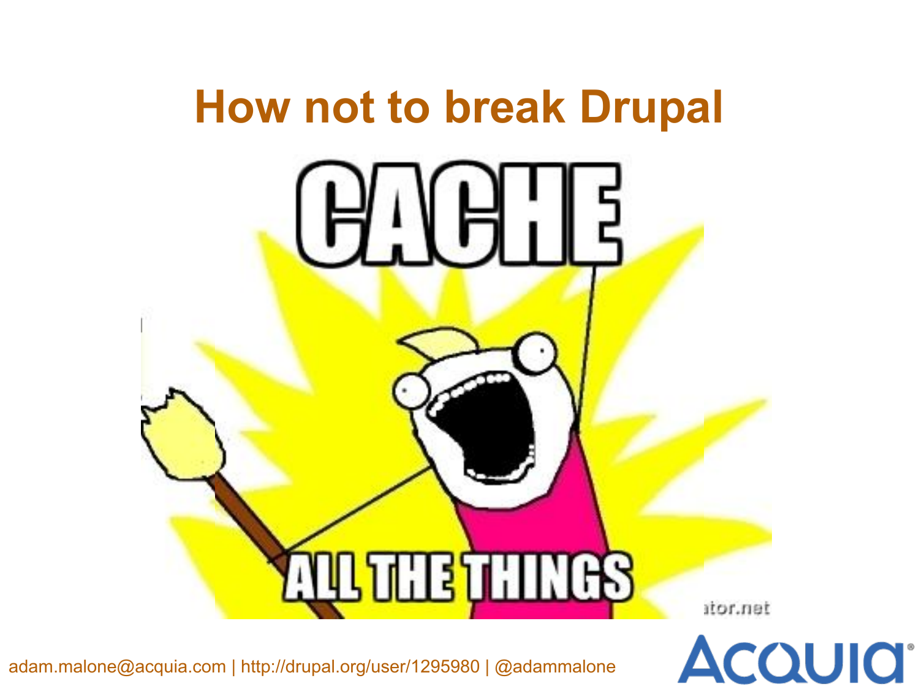# How not to break Drupal

CACHE

ALL THE THINGS

adam.malone@acquia.com | http://drupal.org/user/1295980 | @adammalone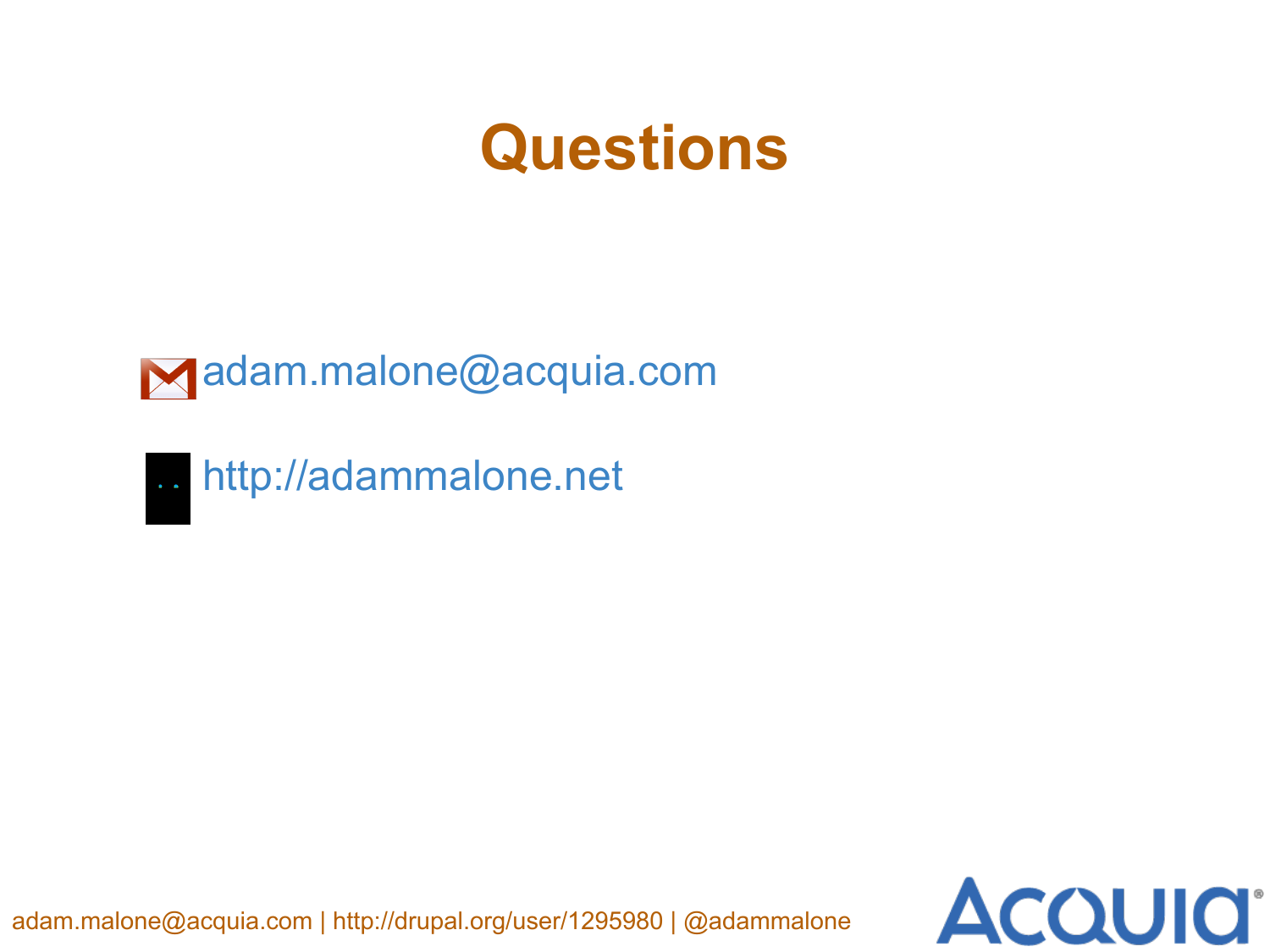# Questions

adam.malone@acquia.com

http://adammalone.net